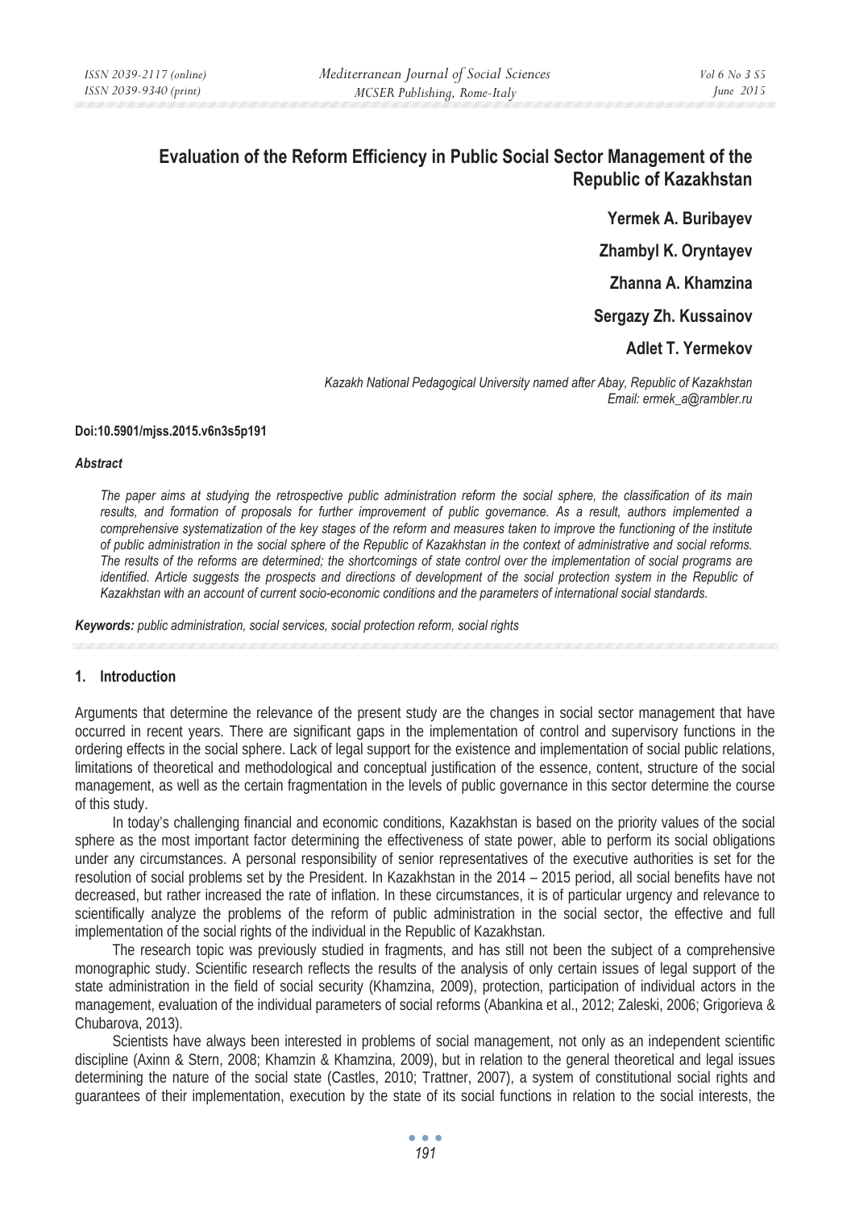# Evaluation of the Reform Efficiency in Public Social Sector Management of the Republic of Kazakhstan

**Yermek A. Buribayev**

**Zhambyl K. Oryntayev**

**Zhanna A. Khamzina**

**Sergazy Zh. Kussainov**

**Adlet T. Yermekov**

*Kazakh National Pedagogical University named after Abay, Republic of Kazakhstan*
*Email: ermek_a@rambler.ru*

**Doi:10.5901/mjss.2015.v6n3s5p191**

***Abstract***

*The paper aims at studying the retrospective public administration reform the social sphere, the classification of its main results, and formation of proposals for further improvement of public governance. As a result, authors implemented a comprehensive systematization of the key stages of the reform and measures taken to improve the functioning of the institute of public administration in the social sphere of the Republic of Kazakhstan in the context of administrative and social reforms. The results of the reforms are determined; the shortcomings of state control over the implementation of social programs are identified. Article suggests the prospects and directions of development of the social protection system in the Republic of Kazakhstan with an account of current socio-economic conditions and the parameters of international social standards.*

***Keywords:*** *public administration, social services, social protection reform, social rights*

## 1. Introduction

Arguments that determine the relevance of the present study are the changes in social sector management that have occurred in recent years. There are significant gaps in the implementation of control and supervisory functions in the ordering effects in the social sphere. Lack of legal support for the existence and implementation of social public relations, limitations of theoretical and methodological and conceptual justification of the essence, content, structure of the social management, as well as the certain fragmentation in the levels of public governance in this sector determine the course of this study.

In today's challenging financial and economic conditions, Kazakhstan is based on the priority values of the social sphere as the most important factor determining the effectiveness of state power, able to perform its social obligations under any circumstances. A personal responsibility of senior representatives of the executive authorities is set for the resolution of social problems set by the President. In Kazakhstan in the 2014 – 2015 period, all social benefits have not decreased, but rather increased the rate of inflation. In these circumstances, it is of particular urgency and relevance to scientifically analyze the problems of the reform of public administration in the social sector, the effective and full implementation of the social rights of the individual in the Republic of Kazakhstan.

The research topic was previously studied in fragments, and has still not been the subject of a comprehensive monographic study. Scientific research reflects the results of the analysis of only certain issues of legal support of the state administration in the field of social security (Khamzina, 2009), protection, participation of individual actors in the management, evaluation of the individual parameters of social reforms (Abankina et al., 2012; Zaleski, 2006; Grigorieva & Chubarova, 2013).

Scientists have always been interested in problems of social management, not only as an independent scientific discipline (Axinn & Stern, 2008; Khamzin & Khamzina, 2009), but in relation to the general theoretical and legal issues determining the nature of the social state (Castles, 2010; Trattner, 2007), a system of constitutional social rights and guarantees of their implementation, execution by the state of its social functions in relation to the social interests, the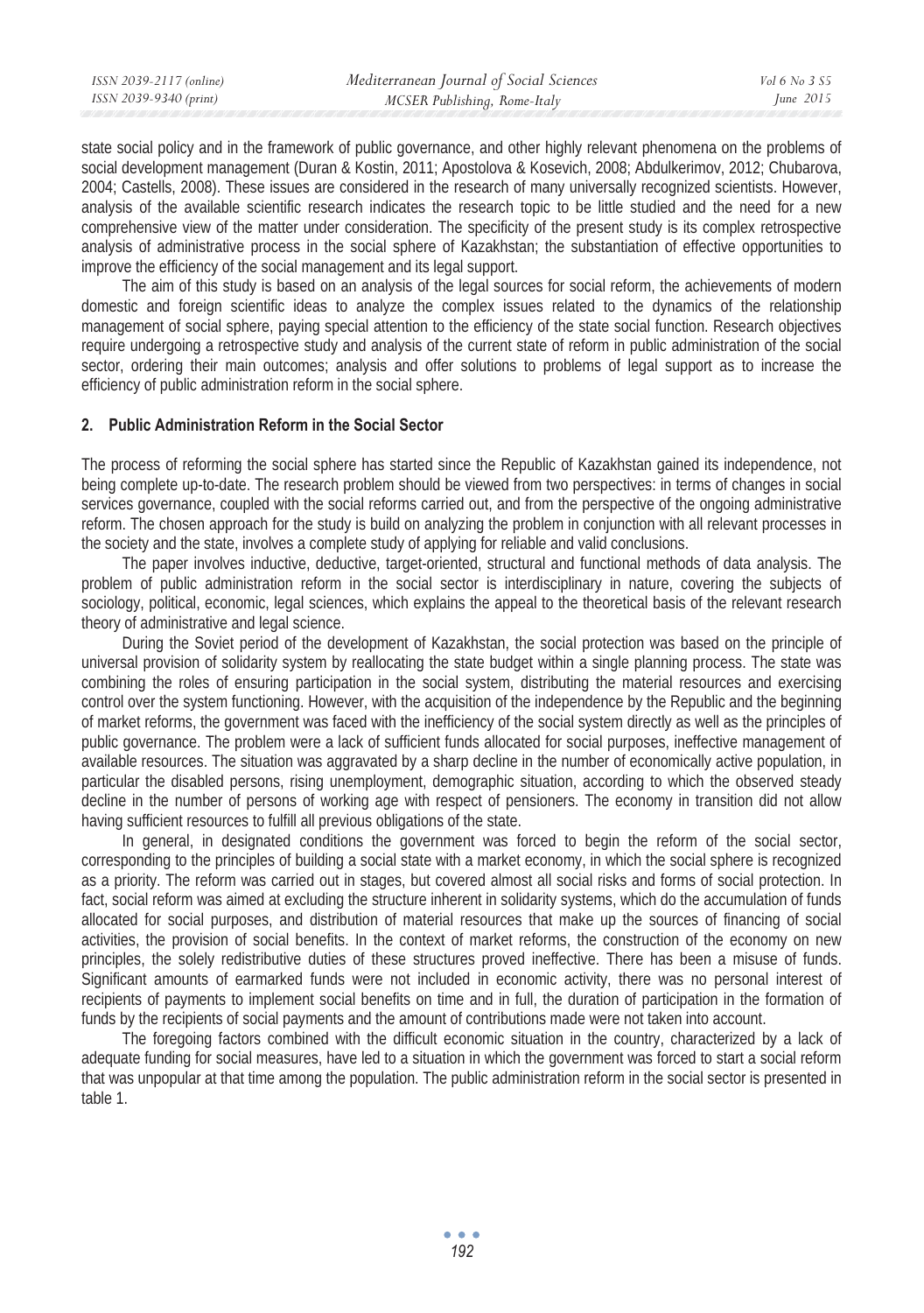state social policy and in the framework of public governance, and other highly relevant phenomena on the problems of social development management (Duran & Kostin, 2011; Apostolova & Kosevich, 2008; Abdulkerimov, 2012; Chubarova, 2004; Castells, 2008). These issues are considered in the research of many universally recognized scientists. However, analysis of the available scientific research indicates the research topic to be little studied and the need for a new comprehensive view of the matter under consideration. The specificity of the present study is its complex retrospective analysis of administrative process in the social sphere of Kazakhstan; the substantiation of effective opportunities to improve the efficiency of the social management and its legal support.

The aim of this study is based on an analysis of the legal sources for social reform, the achievements of modern domestic and foreign scientific ideas to analyze the complex issues related to the dynamics of the relationship management of social sphere, paying special attention to the efficiency of the state social function. Research objectives require undergoing a retrospective study and analysis of the current state of reform in public administration of the social sector, ordering their main outcomes; analysis and offer solutions to problems of legal support as to increase the efficiency of public administration reform in the social sphere.

## 2. Public Administration Reform in the Social Sector

The process of reforming the social sphere has started since the Republic of Kazakhstan gained its independence, not being complete up-to-date. The research problem should be viewed from two perspectives: in terms of changes in social services governance, coupled with the social reforms carried out, and from the perspective of the ongoing administrative reform. The chosen approach for the study is build on analyzing the problem in conjunction with all relevant processes in the society and the state, involves a complete study of applying for reliable and valid conclusions.

The paper involves inductive, deductive, target-oriented, structural and functional methods of data analysis. The problem of public administration reform in the social sector is interdisciplinary in nature, covering the subjects of sociology, political, economic, legal sciences, which explains the appeal to the theoretical basis of the relevant research theory of administrative and legal science.

During the Soviet period of the development of Kazakhstan, the social protection was based on the principle of universal provision of solidarity system by reallocating the state budget within a single planning process. The state was combining the roles of ensuring participation in the social system, distributing the material resources and exercising control over the system functioning. However, with the acquisition of the independence by the Republic and the beginning of market reforms, the government was faced with the inefficiency of the social system directly as well as the principles of public governance. The problem were a lack of sufficient funds allocated for social purposes, ineffective management of available resources. The situation was aggravated by a sharp decline in the number of economically active population, in particular the disabled persons, rising unemployment, demographic situation, according to which the observed steady decline in the number of persons of working age with respect of pensioners. The economy in transition did not allow having sufficient resources to fulfill all previous obligations of the state.

In general, in designated conditions the government was forced to begin the reform of the social sector, corresponding to the principles of building a social state with a market economy, in which the social sphere is recognized as a priority. The reform was carried out in stages, but covered almost all social risks and forms of social protection. In fact, social reform was aimed at excluding the structure inherent in solidarity systems, which do the accumulation of funds allocated for social purposes, and distribution of material resources that make up the sources of financing of social activities, the provision of social benefits. In the context of market reforms, the construction of the economy on new principles, the solely redistributive duties of these structures proved ineffective. There has been a misuse of funds. Significant amounts of earmarked funds were not included in economic activity, there was no personal interest of recipients of payments to implement social benefits on time and in full, the duration of participation in the formation of funds by the recipients of social payments and the amount of contributions made were not taken into account.

The foregoing factors combined with the difficult economic situation in the country, characterized by a lack of adequate funding for social measures, have led to a situation in which the government was forced to start a social reform that was unpopular at that time among the population. The public administration reform in the social sector is presented in table 1.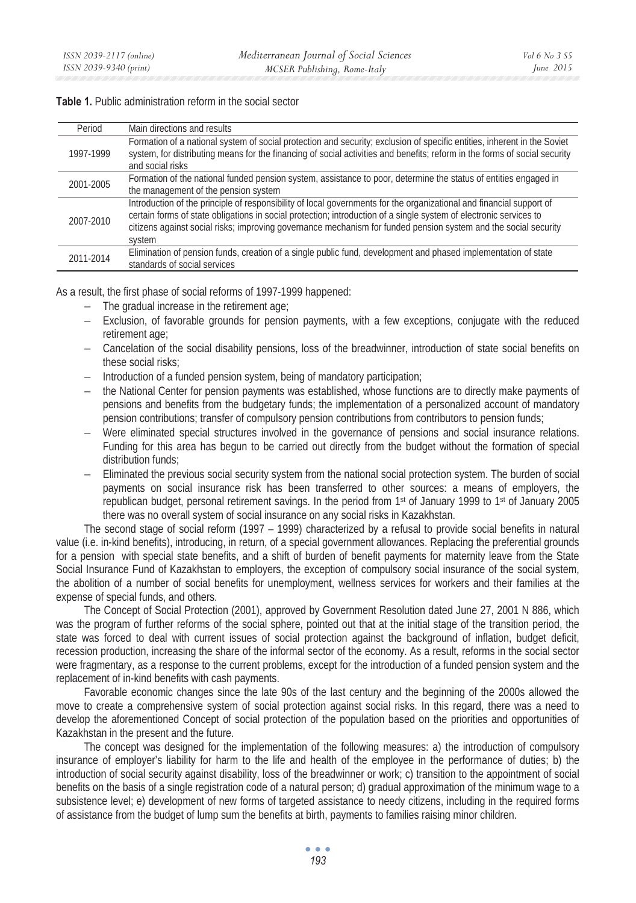**Table 1.** Public administration reform in the social sector

| Period | Main directions and results |
|---|---|
| 1997-1999 | Formation of a national system of social protection and security; exclusion of specific entities, inherent in the Soviet system, for distributing means for the financing of social activities and benefits; reform in the forms of social security and social risks |
| 2001-2005 | Formation of the national funded pension system, assistance to poor, determine the status of entities engaged in the management of the pension system |
| 2007-2010 | Introduction of the principle of responsibility of local governments for the organizational and financial support of certain forms of state obligations in social protection; introduction of a single system of electronic services to citizens against social risks; improving governance mechanism for funded pension system and the social security system |
| 2011-2014 | Elimination of pension funds, creation of a single public fund, development and phased implementation of state standards of social services |

As a result, the first phase of social reforms of 1997-1999 happened:

- The gradual increase in the retirement age;
- Exclusion, of favorable grounds for pension payments, with a few exceptions, conjugate with the reduced retirement age;
- Cancelation of the social disability pensions, loss of the breadwinner, introduction of state social benefits on these social risks;
- Introduction of a funded pension system, being of mandatory participation;
- the National Center for pension payments was established, whose functions are to directly make payments of pensions and benefits from the budgetary funds; the implementation of a personalized account of mandatory pension contributions; transfer of compulsory pension contributions from contributors to pension funds;
- Were eliminated special structures involved in the governance of pensions and social insurance relations. Funding for this area has begun to be carried out directly from the budget without the formation of special distribution funds;
- Eliminated the previous social security system from the national social protection system. The burden of social payments on social insurance risk has been transferred to other sources: a means of employers, the republican budget, personal retirement savings. In the period from 1st of January 1999 to 1st of January 2005 there was no overall system of social insurance on any social risks in Kazakhstan.

The second stage of social reform (1997 – 1999) characterized by a refusal to provide social benefits in natural value (i.e. in-kind benefits), introducing, in return, of a special government allowances. Replacing the preferential grounds for a pension with special state benefits, and a shift of burden of benefit payments for maternity leave from the State Social Insurance Fund of Kazakhstan to employers, the exception of compulsory social insurance of the social system, the abolition of a number of social benefits for unemployment, wellness services for workers and their families at the expense of special funds, and others.

The Concept of Social Protection (2001), approved by Government Resolution dated June 27, 2001 N 886, which was the program of further reforms of the social sphere, pointed out that at the initial stage of the transition period, the state was forced to deal with current issues of social protection against the background of inflation, budget deficit, recession production, increasing the share of the informal sector of the economy. As a result, reforms in the social sector were fragmentary, as a response to the current problems, except for the introduction of a funded pension system and the replacement of in-kind benefits with cash payments.

Favorable economic changes since the late 90s of the last century and the beginning of the 2000s allowed the move to create a comprehensive system of social protection against social risks. In this regard, there was a need to develop the aforementioned Concept of social protection of the population based on the priorities and opportunities of Kazakhstan in the present and the future.

The concept was designed for the implementation of the following measures: a) the introduction of compulsory insurance of employer's liability for harm to the life and health of the employee in the performance of duties; b) the introduction of social security against disability, loss of the breadwinner or work; c) transition to the appointment of social benefits on the basis of a single registration code of a natural person; d) gradual approximation of the minimum wage to a subsistence level; e) development of new forms of targeted assistance to needy citizens, including in the required forms of assistance from the budget of lump sum the benefits at birth, payments to families raising minor children.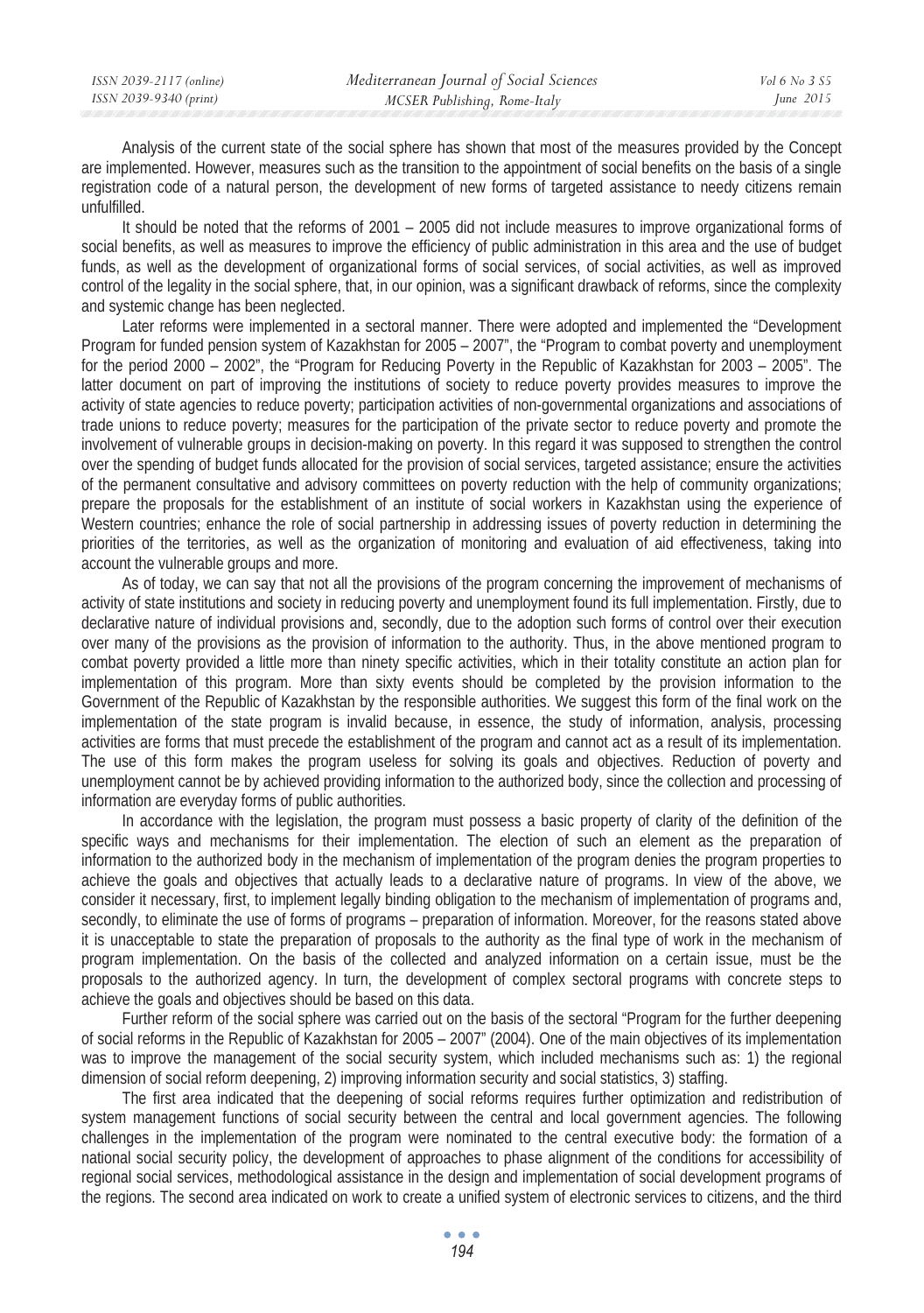Analysis of the current state of the social sphere has shown that most of the measures provided by the Concept are implemented. However, measures such as the transition to the appointment of social benefits on the basis of a single registration code of a natural person, the development of new forms of targeted assistance to needy citizens remain unfulfilled.

It should be noted that the reforms of 2001 – 2005 did not include measures to improve organizational forms of social benefits, as well as measures to improve the efficiency of public administration in this area and the use of budget funds, as well as the development of organizational forms of social services, of social activities, as well as improved control of the legality in the social sphere, that, in our opinion, was a significant drawback of reforms, since the complexity and systemic change has been neglected.

Later reforms were implemented in a sectoral manner. There were adopted and implemented the "Development Program for funded pension system of Kazakhstan for 2005 – 2007", the "Program to combat poverty and unemployment for the period 2000 – 2002", the "Program for Reducing Poverty in the Republic of Kazakhstan for 2003 – 2005". The latter document on part of improving the institutions of society to reduce poverty provides measures to improve the activity of state agencies to reduce poverty; participation activities of non-governmental organizations and associations of trade unions to reduce poverty; measures for the participation of the private sector to reduce poverty and promote the involvement of vulnerable groups in decision-making on poverty. In this regard it was supposed to strengthen the control over the spending of budget funds allocated for the provision of social services, targeted assistance; ensure the activities of the permanent consultative and advisory committees on poverty reduction with the help of community organizations; prepare the proposals for the establishment of an institute of social workers in Kazakhstan using the experience of Western countries; enhance the role of social partnership in addressing issues of poverty reduction in determining the priorities of the territories, as well as the organization of monitoring and evaluation of aid effectiveness, taking into account the vulnerable groups and more.

As of today, we can say that not all the provisions of the program concerning the improvement of mechanisms of activity of state institutions and society in reducing poverty and unemployment found its full implementation. Firstly, due to declarative nature of individual provisions and, secondly, due to the adoption such forms of control over their execution over many of the provisions as the provision of information to the authority. Thus, in the above mentioned program to combat poverty provided a little more than ninety specific activities, which in their totality constitute an action plan for implementation of this program. More than sixty events should be completed by the provision information to the Government of the Republic of Kazakhstan by the responsible authorities. We suggest this form of the final work on the implementation of the state program is invalid because, in essence, the study of information, analysis, processing activities are forms that must precede the establishment of the program and cannot act as a result of its implementation. The use of this form makes the program useless for solving its goals and objectives. Reduction of poverty and unemployment cannot be by achieved providing information to the authorized body, since the collection and processing of information are everyday forms of public authorities.

In accordance with the legislation, the program must possess a basic property of clarity of the definition of the specific ways and mechanisms for their implementation. The election of such an element as the preparation of information to the authorized body in the mechanism of implementation of the program denies the program properties to achieve the goals and objectives that actually leads to a declarative nature of programs. In view of the above, we consider it necessary, first, to implement legally binding obligation to the mechanism of implementation of programs and, secondly, to eliminate the use of forms of programs – preparation of information. Moreover, for the reasons stated above it is unacceptable to state the preparation of proposals to the authority as the final type of work in the mechanism of program implementation. On the basis of the collected and analyzed information on a certain issue, must be the proposals to the authorized agency. In turn, the development of complex sectoral programs with concrete steps to achieve the goals and objectives should be based on this data.

Further reform of the social sphere was carried out on the basis of the sectoral "Program for the further deepening of social reforms in the Republic of Kazakhstan for 2005 – 2007" (2004). One of the main objectives of its implementation was to improve the management of the social security system, which included mechanisms such as: 1) the regional dimension of social reform deepening, 2) improving information security and social statistics, 3) staffing.

The first area indicated that the deepening of social reforms requires further optimization and redistribution of system management functions of social security between the central and local government agencies. The following challenges in the implementation of the program were nominated to the central executive body: the formation of a national social security policy, the development of approaches to phase alignment of the conditions for accessibility of regional social services, methodological assistance in the design and implementation of social development programs of the regions. The second area indicated on work to create a unified system of electronic services to citizens, and the third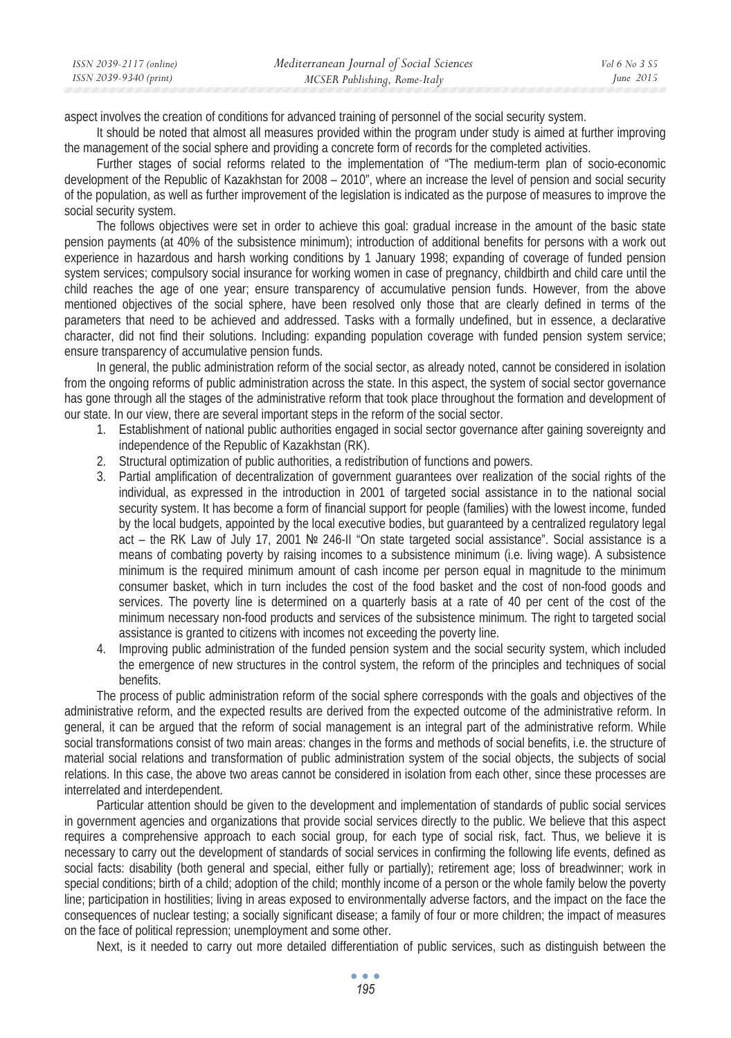aspect involves the creation of conditions for advanced training of personnel of the social security system.

It should be noted that almost all measures provided within the program under study is aimed at further improving the management of the social sphere and providing a concrete form of records for the completed activities.

Further stages of social reforms related to the implementation of "The medium-term plan of socio-economic development of the Republic of Kazakhstan for 2008 – 2010", where an increase the level of pension and social security of the population, as well as further improvement of the legislation is indicated as the purpose of measures to improve the social security system.

The follows objectives were set in order to achieve this goal: gradual increase in the amount of the basic state pension payments (at 40% of the subsistence minimum); introduction of additional benefits for persons with a work out experience in hazardous and harsh working conditions by 1 January 1998; expanding of coverage of funded pension system services; compulsory social insurance for working women in case of pregnancy, childbirth and child care until the child reaches the age of one year; ensure transparency of accumulative pension funds. However, from the above mentioned objectives of the social sphere, have been resolved only those that are clearly defined in terms of the parameters that need to be achieved and addressed. Tasks with a formally undefined, but in essence, a declarative character, did not find their solutions. Including: expanding population coverage with funded pension system service; ensure transparency of accumulative pension funds.

In general, the public administration reform of the social sector, as already noted, cannot be considered in isolation from the ongoing reforms of public administration across the state. In this aspect, the system of social sector governance has gone through all the stages of the administrative reform that took place throughout the formation and development of our state. In our view, there are several important steps in the reform of the social sector.

1. Establishment of national public authorities engaged in social sector governance after gaining sovereignty and independence of the Republic of Kazakhstan (RK).
2. Structural optimization of public authorities, a redistribution of functions and powers.
3. Partial amplification of decentralization of government guarantees over realization of the social rights of the individual, as expressed in the introduction in 2001 of targeted social assistance in to the national social security system. It has become a form of financial support for people (families) with the lowest income, funded by the local budgets, appointed by the local executive bodies, but guaranteed by a centralized regulatory legal act – the RK Law of July 17, 2001 № 246-II "On state targeted social assistance". Social assistance is a means of combating poverty by raising incomes to a subsistence minimum (i.e. living wage). A subsistence minimum is the required minimum amount of cash income per person equal in magnitude to the minimum consumer basket, which in turn includes the cost of the food basket and the cost of non-food goods and services. The poverty line is determined on a quarterly basis at a rate of 40 per cent of the cost of the minimum necessary non-food products and services of the subsistence minimum. The right to targeted social assistance is granted to citizens with incomes not exceeding the poverty line.
4. Improving public administration of the funded pension system and the social security system, which included the emergence of new structures in the control system, the reform of the principles and techniques of social benefits.

The process of public administration reform of the social sphere corresponds with the goals and objectives of the administrative reform, and the expected results are derived from the expected outcome of the administrative reform. In general, it can be argued that the reform of social management is an integral part of the administrative reform. While social transformations consist of two main areas: changes in the forms and methods of social benefits, i.e. the structure of material social relations and transformation of public administration system of the social objects, the subjects of social relations. In this case, the above two areas cannot be considered in isolation from each other, since these processes are interrelated and interdependent.

Particular attention should be given to the development and implementation of standards of public social services in government agencies and organizations that provide social services directly to the public. We believe that this aspect requires a comprehensive approach to each social group, for each type of social risk, fact. Thus, we believe it is necessary to carry out the development of standards of social services in confirming the following life events, defined as social facts: disability (both general and special, either fully or partially); retirement age; loss of breadwinner; work in special conditions; birth of a child; adoption of the child; monthly income of a person or the whole family below the poverty line; participation in hostilities; living in areas exposed to environmentally adverse factors, and the impact on the face the consequences of nuclear testing; a socially significant disease; a family of four or more children; the impact of measures on the face of political repression; unemployment and some other.

Next, is it needed to carry out more detailed differentiation of public services, such as distinguish between the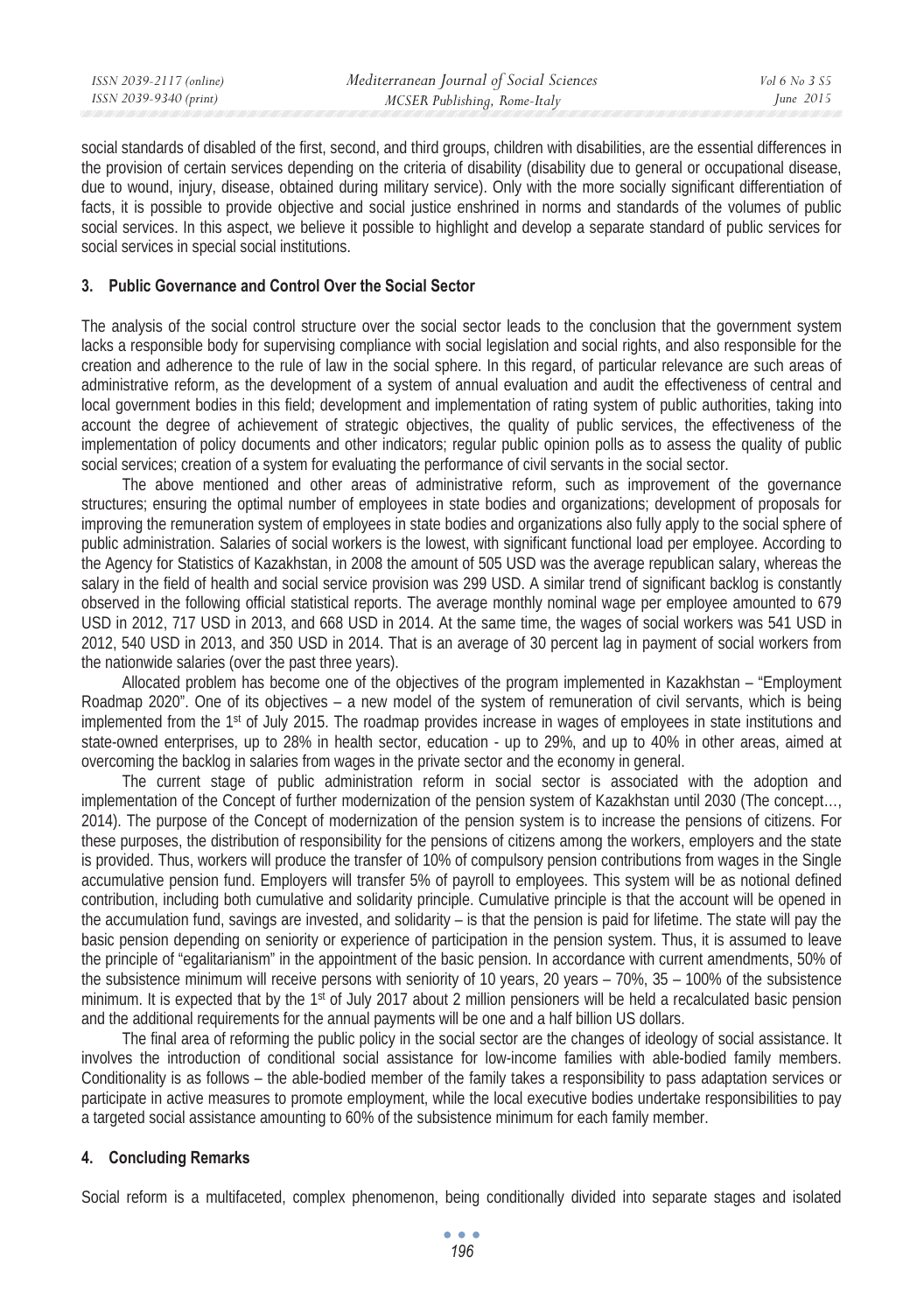social standards of disabled of the first, second, and third groups, children with disabilities, are the essential differences in the provision of certain services depending on the criteria of disability (disability due to general or occupational disease, due to wound, injury, disease, obtained during military service). Only with the more socially significant differentiation of facts, it is possible to provide objective and social justice enshrined in norms and standards of the volumes of public social services. In this aspect, we believe it possible to highlight and develop a separate standard of public services for social services in special social institutions.

## 3. Public Governance and Control Over the Social Sector

The analysis of the social control structure over the social sector leads to the conclusion that the government system lacks a responsible body for supervising compliance with social legislation and social rights, and also responsible for the creation and adherence to the rule of law in the social sphere. In this regard, of particular relevance are such areas of administrative reform, as the development of a system of annual evaluation and audit the effectiveness of central and local government bodies in this field; development and implementation of rating system of public authorities, taking into account the degree of achievement of strategic objectives, the quality of public services, the effectiveness of the implementation of policy documents and other indicators; regular public opinion polls as to assess the quality of public social services; creation of a system for evaluating the performance of civil servants in the social sector.

The above mentioned and other areas of administrative reform, such as improvement of the governance structures; ensuring the optimal number of employees in state bodies and organizations; development of proposals for improving the remuneration system of employees in state bodies and organizations also fully apply to the social sphere of public administration. Salaries of social workers is the lowest, with significant functional load per employee. According to the Agency for Statistics of Kazakhstan, in 2008 the amount of 505 USD was the average republican salary, whereas the salary in the field of health and social service provision was 299 USD. A similar trend of significant backlog is constantly observed in the following official statistical reports. The average monthly nominal wage per employee amounted to 679 USD in 2012, 717 USD in 2013, and 668 USD in 2014. At the same time, the wages of social workers was 541 USD in 2012, 540 USD in 2013, and 350 USD in 2014. That is an average of 30 percent lag in payment of social workers from the nationwide salaries (over the past three years).

Allocated problem has become one of the objectives of the program implemented in Kazakhstan – "Employment Roadmap 2020". One of its objectives – a new model of the system of remuneration of civil servants, which is being implemented from the 1st of July 2015. The roadmap provides increase in wages of employees in state institutions and state-owned enterprises, up to 28% in health sector, education - up to 29%, and up to 40% in other areas, aimed at overcoming the backlog in salaries from wages in the private sector and the economy in general.

The current stage of public administration reform in social sector is associated with the adoption and implementation of the Concept of further modernization of the pension system of Kazakhstan until 2030 (The concept…, 2014). The purpose of the Concept of modernization of the pension system is to increase the pensions of citizens. For these purposes, the distribution of responsibility for the pensions of citizens among the workers, employers and the state is provided. Thus, workers will produce the transfer of 10% of compulsory pension contributions from wages in the Single accumulative pension fund. Employers will transfer 5% of payroll to employees. This system will be as notional defined contribution, including both cumulative and solidarity principle. Cumulative principle is that the account will be opened in the accumulation fund, savings are invested, and solidarity – is that the pension is paid for lifetime. The state will pay the basic pension depending on seniority or experience of participation in the pension system. Thus, it is assumed to leave the principle of "egalitarianism" in the appointment of the basic pension. In accordance with current amendments, 50% of the subsistence minimum will receive persons with seniority of 10 years, 20 years – 70%, 35 – 100% of the subsistence minimum. It is expected that by the 1st of July 2017 about 2 million pensioners will be held a recalculated basic pension and the additional requirements for the annual payments will be one and a half billion US dollars.

The final area of reforming the public policy in the social sector are the changes of ideology of social assistance. It involves the introduction of conditional social assistance for low-income families with able-bodied family members. Conditionality is as follows – the able-bodied member of the family takes a responsibility to pass adaptation services or participate in active measures to promote employment, while the local executive bodies undertake responsibilities to pay a targeted social assistance amounting to 60% of the subsistence minimum for each family member.

## 4. Concluding Remarks

Social reform is a multifaceted, complex phenomenon, being conditionally divided into separate stages and isolated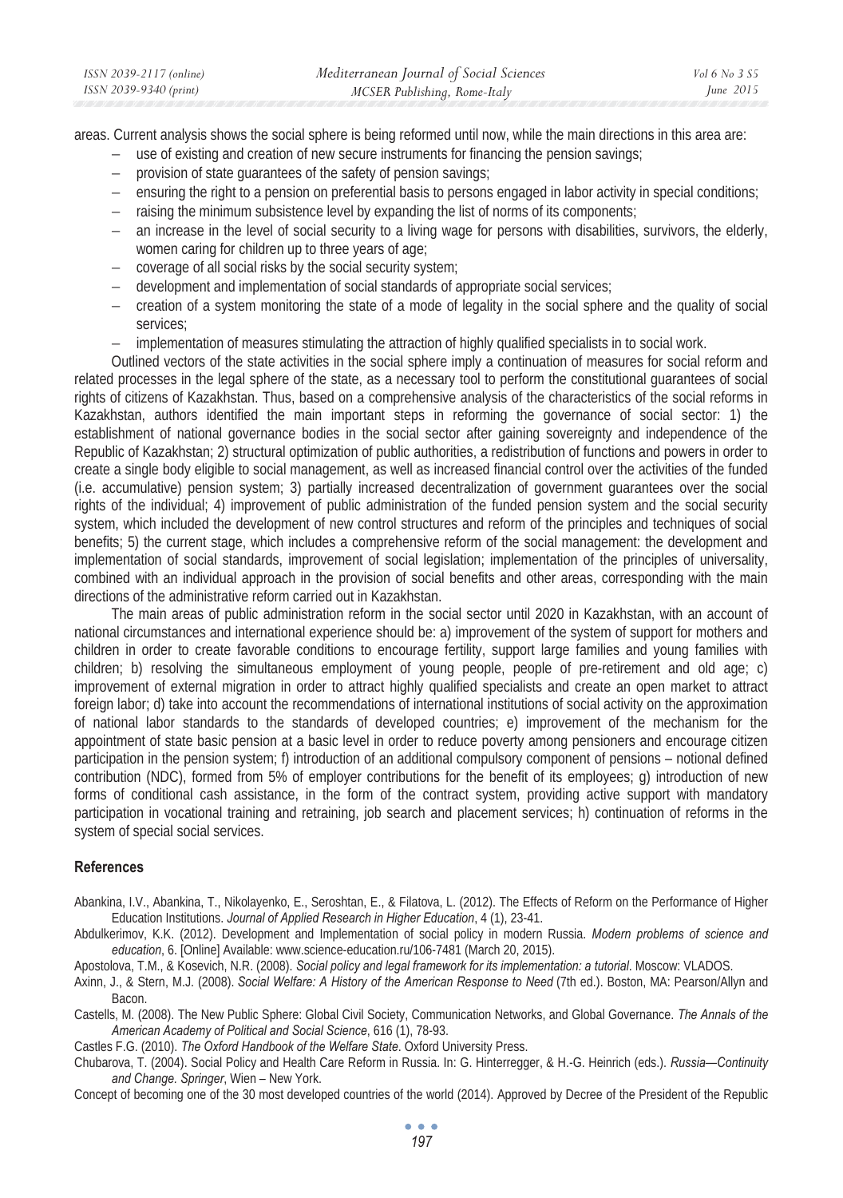areas. Current analysis shows the social sphere is being reformed until now, while the main directions in this area are:

- use of existing and creation of new secure instruments for financing the pension savings;
- provision of state guarantees of the safety of pension savings;
- ensuring the right to a pension on preferential basis to persons engaged in labor activity in special conditions;
- raising the minimum subsistence level by expanding the list of norms of its components;
- an increase in the level of social security to a living wage for persons with disabilities, survivors, the elderly, women caring for children up to three years of age;
- coverage of all social risks by the social security system;
- development and implementation of social standards of appropriate social services;
- creation of a system monitoring the state of a mode of legality in the social sphere and the quality of social services;
- implementation of measures stimulating the attraction of highly qualified specialists in to social work.

Outlined vectors of the state activities in the social sphere imply a continuation of measures for social reform and related processes in the legal sphere of the state, as a necessary tool to perform the constitutional guarantees of social rights of citizens of Kazakhstan. Thus, based on a comprehensive analysis of the characteristics of the social reforms in Kazakhstan, authors identified the main important steps in reforming the governance of social sector: 1) the establishment of national governance bodies in the social sector after gaining sovereignty and independence of the Republic of Kazakhstan; 2) structural optimization of public authorities, a redistribution of functions and powers in order to create a single body eligible to social management, as well as increased financial control over the activities of the funded (i.e. accumulative) pension system; 3) partially increased decentralization of government guarantees over the social rights of the individual; 4) improvement of public administration of the funded pension system and the social security system, which included the development of new control structures and reform of the principles and techniques of social benefits; 5) the current stage, which includes a comprehensive reform of the social management: the development and implementation of social standards, improvement of social legislation; implementation of the principles of universality, combined with an individual approach in the provision of social benefits and other areas, corresponding with the main directions of the administrative reform carried out in Kazakhstan.

The main areas of public administration reform in the social sector until 2020 in Kazakhstan, with an account of national circumstances and international experience should be: a) improvement of the system of support for mothers and children in order to create favorable conditions to encourage fertility, support large families and young families with children; b) resolving the simultaneous employment of young people, people of pre-retirement and old age; c) improvement of external migration in order to attract highly qualified specialists and create an open market to attract foreign labor; d) take into account the recommendations of international institutions of social activity on the approximation of national labor standards to the standards of developed countries; e) improvement of the mechanism for the appointment of state basic pension at a basic level in order to reduce poverty among pensioners and encourage citizen participation in the pension system; f) introduction of an additional compulsory component of pensions – notional defined contribution (NDC), formed from 5% of employer contributions for the benefit of its employees; g) introduction of new forms of conditional cash assistance, in the form of the contract system, providing active support with mandatory participation in vocational training and retraining, job search and placement services; h) continuation of reforms in the system of special social services.

## References

Abankina, I.V., Abankina, T., Nikolayenko, E., Seroshtan, E., & Filatova, L. (2012). The Effects of Reform on the Performance of Higher Education Institutions. *Journal of Applied Research in Higher Education*, 4 (1), 23-41.

Abdulkerimov, K.K. (2012). Development and Implementation of social policy in modern Russia. *Modern problems of science and education*, 6. [Online] Available: www.science-education.ru/106-7481 (March 20, 2015).

Apostolova, T.M., & Kosevich, N.R. (2008). *Social policy and legal framework for its implementation: a tutorial*. Moscow: VLADOS.

Axinn, J., & Stern, M.J. (2008). *Social Welfare: A History of the American Response to Need* (7th ed.). Boston, MA: Pearson/Allyn and Bacon.

Castells, M. (2008). The New Public Sphere: Global Civil Society, Communication Networks, and Global Governance. *The Annals of the American Academy of Political and Social Science*, 616 (1), 78-93.

Castles F.G. (2010). *The Oxford Handbook of the Welfare State*. Oxford University Press.

Chubarova, T. (2004). Social Policy and Health Care Reform in Russia. In: G. Hinterregger, & H.-G. Heinrich (eds.). *Russia—Continuity and Change. Springer*, Wien – New York.

Concept of becoming one of the 30 most developed countries of the world (2014). Approved by Decree of the President of the Republic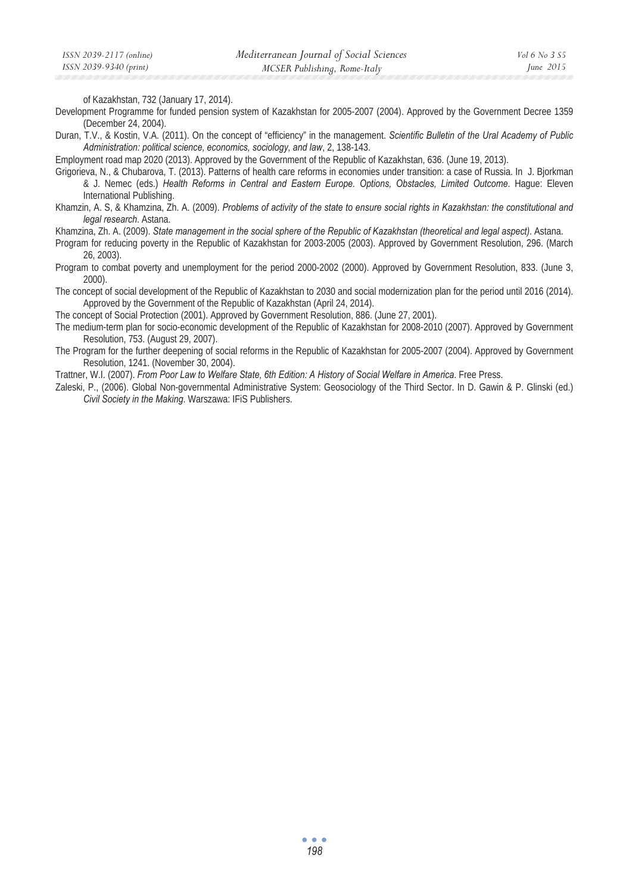of Kazakhstan, 732 (January 17, 2014).

Development Programme for funded pension system of Kazakhstan for 2005-2007 (2004). Approved by the Government Decree 1359 (December 24, 2004).

Duran, T.V., & Kostin, V.A. (2011). On the concept of "efficiency" in the management. *Scientific Bulletin of the Ural Academy of Public Administration: political science, economics, sociology, and law*, 2, 138-143.

Employment road map 2020 (2013). Approved by the Government of the Republic of Kazakhstan, 636. (June 19, 2013).

Grigorieva, N., & Chubarova, T. (2013). Patterns of health care reforms in economies under transition: a case of Russia. In J. Bjorkman & J. Nemec (eds.) *Health Reforms in Central and Eastern Europe. Options, Obstacles, Limited Outcome*. Hague: Eleven International Publishing.

Khamzin, A. S, & Khamzina, Zh. A. (2009). *Problems of activity of the state to ensure social rights in Kazakhstan: the constitutional and legal research*. Astana.

Khamzina, Zh. A. (2009). *State management in the social sphere of the Republic of Kazakhstan (theoretical and legal aspect)*. Astana.

Program for reducing poverty in the Republic of Kazakhstan for 2003-2005 (2003). Approved by Government Resolution, 296. (March 26, 2003).

Program to combat poverty and unemployment for the period 2000-2002 (2000). Approved by Government Resolution, 833. (June 3, 2000).

The concept of social development of the Republic of Kazakhstan to 2030 and social modernization plan for the period until 2016 (2014). Approved by the Government of the Republic of Kazakhstan (April 24, 2014).

The concept of Social Protection (2001). Approved by Government Resolution, 886. (June 27, 2001).

The medium-term plan for socio-economic development of the Republic of Kazakhstan for 2008-2010 (2007). Approved by Government Resolution, 753. (August 29, 2007).

The Program for the further deepening of social reforms in the Republic of Kazakhstan for 2005-2007 (2004). Approved by Government Resolution, 1241. (November 30, 2004).

Trattner, W.I. (2007). *From Poor Law to Welfare State, 6th Edition: A History of Social Welfare in America*. Free Press.

Zaleski, P., (2006). Global Non-governmental Administrative System: Geosociology of the Third Sector. In D. Gawin & P. Glinski (ed.) *Civil Society in the Making*. Warszawa: IFiS Publishers.